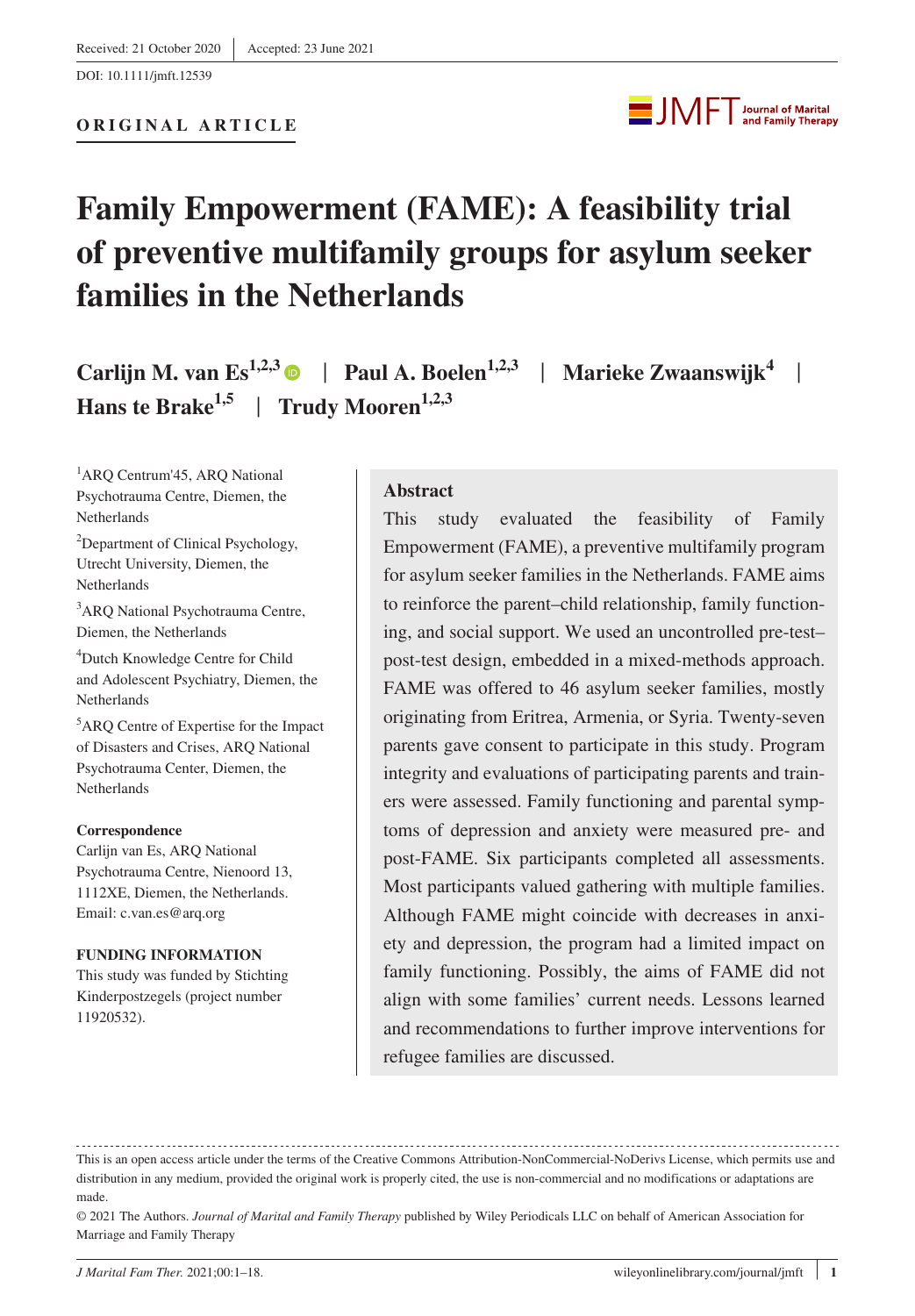Received: 21 October 2020 | Accepted: 23 June 2021

DOI: 10.1111/jmft.12539

**ORIGINAL ARTICLE**

# Family Empowerment (FAME): A feasibility trial of preventive multifamily groups for asylum seeker families in the Netherlands

**Carlijn M. van Es**[1,2,3] | **Paul A. Boelen**[1,2,3] | **Marieke Zwaanswijk**[4] | **Hans te Brake**[1,5] | **Trudy Mooren**[1,2,3]

[1]ARQ Centrum'45, ARQ National Psychotrauma Centre, Diemen, the Netherlands

[2]Department of Clinical Psychology, Utrecht University, Diemen, the Netherlands

[3]ARQ National Psychotrauma Centre, Diemen, the Netherlands

[4]Dutch Knowledge Centre for Child and Adolescent Psychiatry, Diemen, the Netherlands

[5]ARQ Centre of Expertise for the Impact of Disasters and Crises, ARQ National Psychotrauma Center, Diemen, the Netherlands

**Correspondence**
Carlijn van Es, ARQ National Psychotrauma Centre, Nienoord 13, 1112XE, Diemen, the Netherlands.
Email: c.van.es@arq.org

**FUNDING INFORMATION**
This study was funded by Stichting Kinderpostzegels (project number 11920532).

## Abstract

This study evaluated the feasibility of Family Empowerment (FAME), a preventive multifamily program for asylum seeker families in the Netherlands. FAME aims to reinforce the parent–child relationship, family functioning, and social support. We used an uncontrolled pre-test–post-test design, embedded in a mixed-methods approach. FAME was offered to 46 asylum seeker families, mostly originating from Eritrea, Armenia, or Syria. Twenty-seven parents gave consent to participate in this study. Program integrity and evaluations of participating parents and trainers were assessed. Family functioning and parental symptoms of depression and anxiety were measured pre- and post-FAME. Six participants completed all assessments. Most participants valued gathering with multiple families. Although FAME might coincide with decreases in anxiety and depression, the program had a limited impact on family functioning. Possibly, the aims of FAME did not align with some families' current needs. Lessons learned and recommendations to further improve interventions for refugee families are discussed.

This is an open access article under the terms of the Creative Commons Attribution-NonCommercial-NoDerivs License, which permits use and distribution in any medium, provided the original work is properly cited, the use is non-commercial and no modifications or adaptations are made.

© 2021 The Authors. *Journal of Marital and Family Therapy* published by Wiley Periodicals LLC on behalf of American Association for Marriage and Family Therapy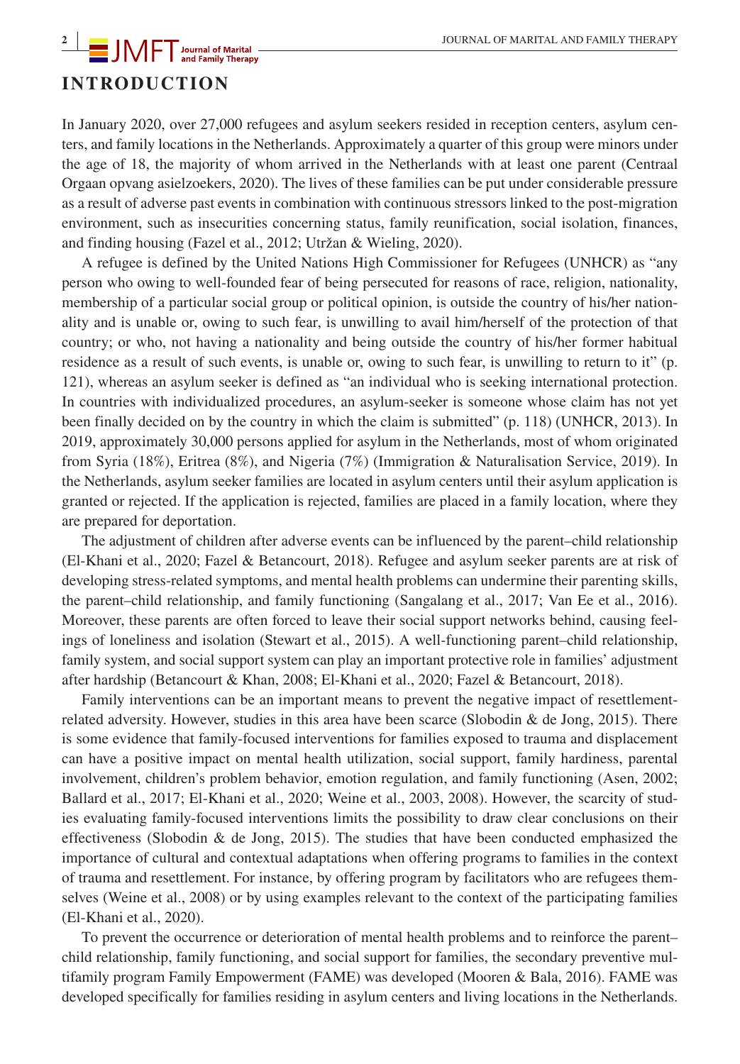# INTRODUCTION

In January 2020, over 27,000 refugees and asylum seekers resided in reception centers, asylum centers, and family locations in the Netherlands. Approximately a quarter of this group were minors under the age of 18, the majority of whom arrived in the Netherlands with at least one parent (Centraal Orgaan opvang asielzoekers, 2020). The lives of these families can be put under considerable pressure as a result of adverse past events in combination with continuous stressors linked to the post-migration environment, such as insecurities concerning status, family reunification, social isolation, finances, and finding housing (Fazel et al., 2012; Utržan & Wieling, 2020).

A refugee is defined by the United Nations High Commissioner for Refugees (UNHCR) as "any person who owing to well-founded fear of being persecuted for reasons of race, religion, nationality, membership of a particular social group or political opinion, is outside the country of his/her nationality and is unable or, owing to such fear, is unwilling to avail him/herself of the protection of that country; or who, not having a nationality and being outside the country of his/her former habitual residence as a result of such events, is unable or, owing to such fear, is unwilling to return to it" (p. 121), whereas an asylum seeker is defined as "an individual who is seeking international protection. In countries with individualized procedures, an asylum-seeker is someone whose claim has not yet been finally decided on by the country in which the claim is submitted" (p. 118) (UNHCR, 2013). In 2019, approximately 30,000 persons applied for asylum in the Netherlands, most of whom originated from Syria (18%), Eritrea (8%), and Nigeria (7%) (Immigration & Naturalisation Service, 2019). In the Netherlands, asylum seeker families are located in asylum centers until their asylum application is granted or rejected. If the application is rejected, families are placed in a family location, where they are prepared for deportation.

The adjustment of children after adverse events can be influenced by the parent–child relationship (El-Khani et al., 2020; Fazel & Betancourt, 2018). Refugee and asylum seeker parents are at risk of developing stress-related symptoms, and mental health problems can undermine their parenting skills, the parent–child relationship, and family functioning (Sangalang et al., 2017; Van Ee et al., 2016). Moreover, these parents are often forced to leave their social support networks behind, causing feelings of loneliness and isolation (Stewart et al., 2015). A well-functioning parent–child relationship, family system, and social support system can play an important protective role in families' adjustment after hardship (Betancourt & Khan, 2008; El-Khani et al., 2020; Fazel & Betancourt, 2018).

Family interventions can be an important means to prevent the negative impact of resettlement-related adversity. However, studies in this area have been scarce (Slobodin & de Jong, 2015). There is some evidence that family-focused interventions for families exposed to trauma and displacement can have a positive impact on mental health utilization, social support, family hardiness, parental involvement, children's problem behavior, emotion regulation, and family functioning (Asen, 2002; Ballard et al., 2017; El-Khani et al., 2020; Weine et al., 2003, 2008). However, the scarcity of studies evaluating family-focused interventions limits the possibility to draw clear conclusions on their effectiveness (Slobodin & de Jong, 2015). The studies that have been conducted emphasized the importance of cultural and contextual adaptations when offering programs to families in the context of trauma and resettlement. For instance, by offering program by facilitators who are refugees themselves (Weine et al., 2008) or by using examples relevant to the context of the participating families (El-Khani et al., 2020).

To prevent the occurrence or deterioration of mental health problems and to reinforce the parent–child relationship, family functioning, and social support for families, the secondary preventive multifamily program Family Empowerment (FAME) was developed (Mooren & Bala, 2016). FAME was developed specifically for families residing in asylum centers and living locations in the Netherlands.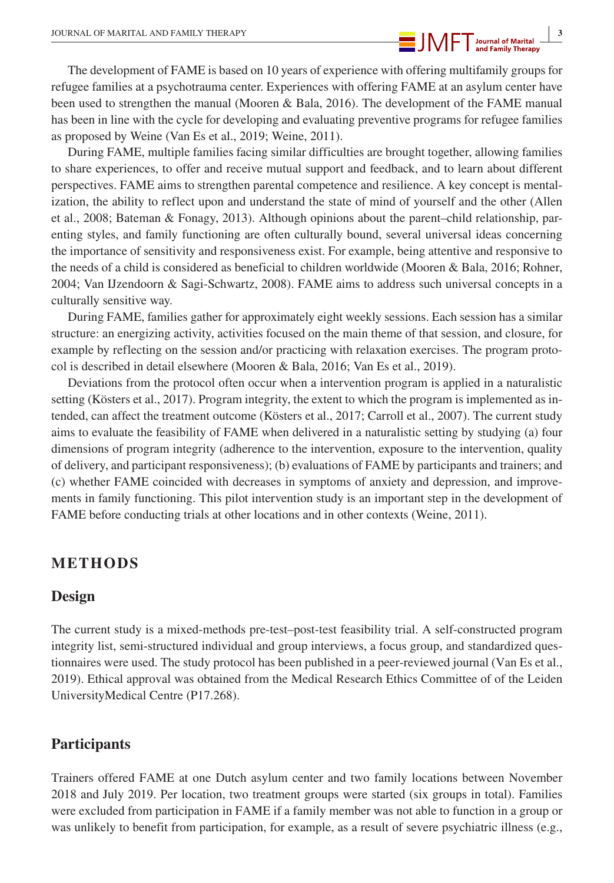The development of FAME is based on 10 years of experience with offering multifamily groups for refugee families at a psychotrauma center. Experiences with offering FAME at an asylum center have been used to strengthen the manual (Mooren & Bala, 2016). The development of the FAME manual has been in line with the cycle for developing and evaluating preventive programs for refugee families as proposed by Weine (Van Es et al., 2019; Weine, 2011).

During FAME, multiple families facing similar difficulties are brought together, allowing families to share experiences, to offer and receive mutual support and feedback, and to learn about different perspectives. FAME aims to strengthen parental competence and resilience. A key concept is mentalization, the ability to reflect upon and understand the state of mind of yourself and the other (Allen et al., 2008; Bateman & Fonagy, 2013). Although opinions about the parent–child relationship, parenting styles, and family functioning are often culturally bound, several universal ideas concerning the importance of sensitivity and responsiveness exist. For example, being attentive and responsive to the needs of a child is considered as beneficial to children worldwide (Mooren & Bala, 2016; Rohner, 2004; Van IJzendoorn & Sagi-Schwartz, 2008). FAME aims to address such universal concepts in a culturally sensitive way.

During FAME, families gather for approximately eight weekly sessions. Each session has a similar structure: an energizing activity, activities focused on the main theme of that session, and closure, for example by reflecting on the session and/or practicing with relaxation exercises. The program protocol is described in detail elsewhere (Mooren & Bala, 2016; Van Es et al., 2019).

Deviations from the protocol often occur when a intervention program is applied in a naturalistic setting (Kösters et al., 2017). Program integrity, the extent to which the program is implemented as intended, can affect the treatment outcome (Kösters et al., 2017; Carroll et al., 2007). The current study aims to evaluate the feasibility of FAME when delivered in a naturalistic setting by studying (a) four dimensions of program integrity (adherence to the intervention, exposure to the intervention, quality of delivery, and participant responsiveness); (b) evaluations of FAME by participants and trainers; and (c) whether FAME coincided with decreases in symptoms of anxiety and depression, and improvements in family functioning. This pilot intervention study is an important step in the development of FAME before conducting trials at other locations and in other contexts (Weine, 2011).

# METHODS

## Design

The current study is a mixed-methods pre-test–post-test feasibility trial. A self-constructed program integrity list, semi-structured individual and group interviews, a focus group, and standardized questionnaires were used. The study protocol has been published in a peer-reviewed journal (Van Es et al., 2019). Ethical approval was obtained from the Medical Research Ethics Committee of of the Leiden UniversityMedical Centre (P17.268).

## Participants

Trainers offered FAME at one Dutch asylum center and two family locations between November 2018 and July 2019. Per location, two treatment groups were started (six groups in total). Families were excluded from participation in FAME if a family member was not able to function in a group or was unlikely to benefit from participation, for example, as a result of severe psychiatric illness (e.g.,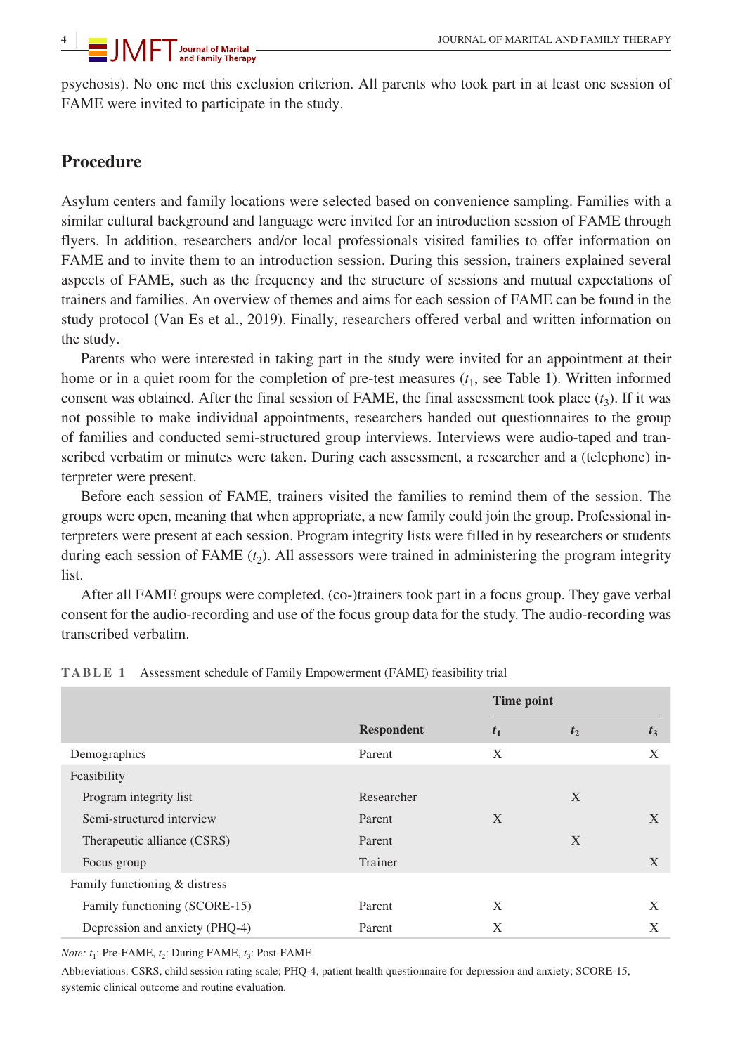psychosis). No one met this exclusion criterion. All parents who took part in at least one session of FAME were invited to participate in the study.

## Procedure

Asylum centers and family locations were selected based on convenience sampling. Families with a similar cultural background and language were invited for an introduction session of FAME through flyers. In addition, researchers and/or local professionals visited families to offer information on FAME and to invite them to an introduction session. During this session, trainers explained several aspects of FAME, such as the frequency and the structure of sessions and mutual expectations of trainers and families. An overview of themes and aims for each session of FAME can be found in the study protocol (Van Es et al., 2019). Finally, researchers offered verbal and written information on the study.

Parents who were interested in taking part in the study were invited for an appointment at their home or in a quiet room for the completion of pre-test measures ($t_1$, see Table 1). Written informed consent was obtained. After the final session of FAME, the final assessment took place ($t_3$). If it was not possible to make individual appointments, researchers handed out questionnaires to the group of families and conducted semi-structured group interviews. Interviews were audio-taped and transcribed verbatim or minutes were taken. During each assessment, a researcher and a (telephone) interpreter were present.

Before each session of FAME, trainers visited the families to remind them of the session. The groups were open, meaning that when appropriate, a new family could join the group. Professional interpreters were present at each session. Program integrity lists were filled in by researchers or students during each session of FAME ($t_2$). All assessors were trained in administering the program integrity list.

After all FAME groups were completed, (co-)trainers took part in a focus group. They gave verbal consent for the audio-recording and use of the focus group data for the study. The audio-recording was transcribed verbatim.

**TABLE 1** Assessment schedule of Family Empowerment (FAME) feasibility trial

| | | Time point | | |
|---|---|---|---|---|
| | **Respondent** | $t_1$ | $t_2$ | $t_3$ |
| Demographics | Parent | X | | X |
| Feasibility | | | | |
| Program integrity list | Researcher | | X | |
| Semi-structured interview | Parent | X | | X |
| Therapeutic alliance (CSRS) | Parent | | X | |
| Focus group | Trainer | | | X |
| Family functioning & distress | | | | |
| Family functioning (SCORE-15) | Parent | X | | X |
| Depression and anxiety (PHQ-4) | Parent | X | | X |

*Note:* $t_1$: Pre-FAME, $t_2$: During FAME, $t_3$: Post-FAME.

Abbreviations: CSRS, child session rating scale; PHQ-4, patient health questionnaire for depression and anxiety; SCORE-15, systemic clinical outcome and routine evaluation.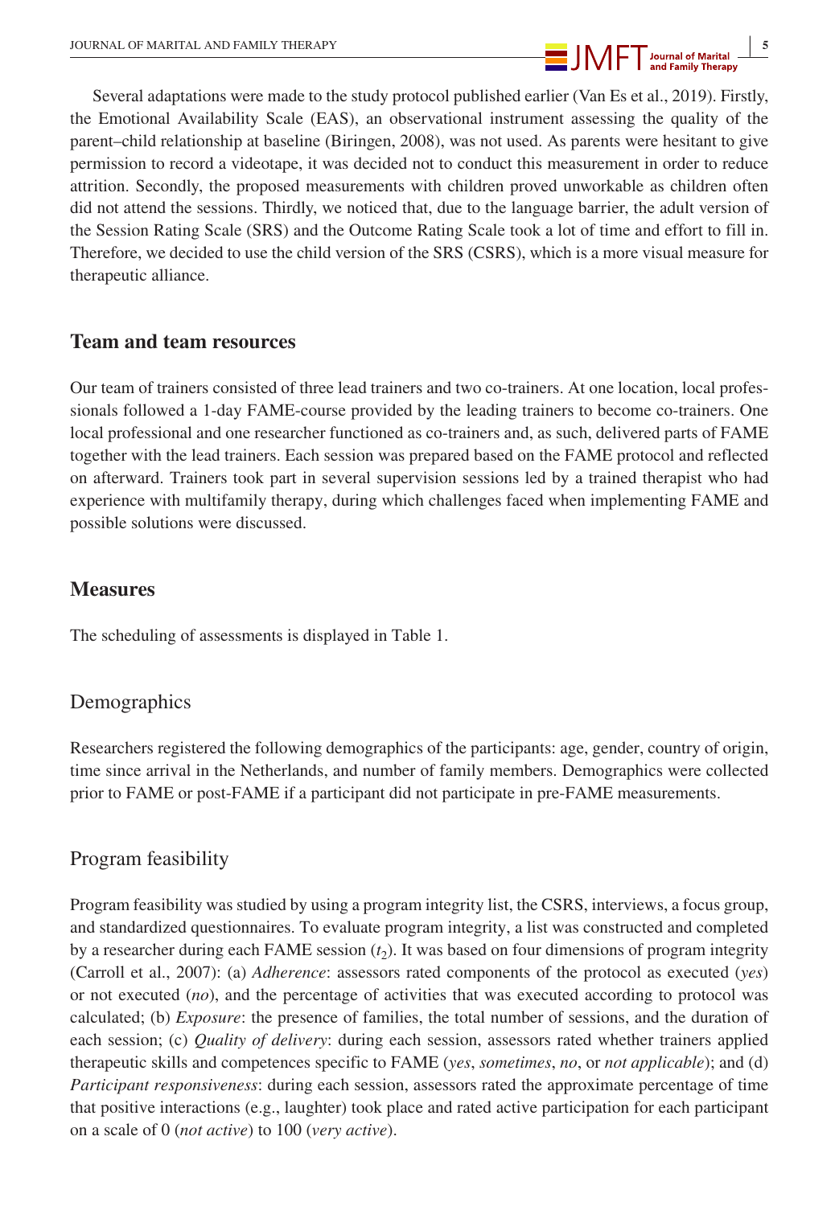Several adaptations were made to the study protocol published earlier (Van Es et al., 2019). Firstly, the Emotional Availability Scale (EAS), an observational instrument assessing the quality of the parent–child relationship at baseline (Biringen, 2008), was not used. As parents were hesitant to give permission to record a videotape, it was decided not to conduct this measurement in order to reduce attrition. Secondly, the proposed measurements with children proved unworkable as children often did not attend the sessions. Thirdly, we noticed that, due to the language barrier, the adult version of the Session Rating Scale (SRS) and the Outcome Rating Scale took a lot of time and effort to fill in. Therefore, we decided to use the child version of the SRS (CSRS), which is a more visual measure for therapeutic alliance.

## Team and team resources

Our team of trainers consisted of three lead trainers and two co-trainers. At one location, local professionals followed a 1-day FAME-course provided by the leading trainers to become co-trainers. One local professional and one researcher functioned as co-trainers and, as such, delivered parts of FAME together with the lead trainers. Each session was prepared based on the FAME protocol and reflected on afterward. Trainers took part in several supervision sessions led by a trained therapist who had experience with multifamily therapy, during which challenges faced when implementing FAME and possible solutions were discussed.

## Measures

The scheduling of assessments is displayed in Table 1.

### Demographics

Researchers registered the following demographics of the participants: age, gender, country of origin, time since arrival in the Netherlands, and number of family members. Demographics were collected prior to FAME or post-FAME if a participant did not participate in pre-FAME measurements.

### Program feasibility

Program feasibility was studied by using a program integrity list, the CSRS, interviews, a focus group, and standardized questionnaires. To evaluate program integrity, a list was constructed and completed by a researcher during each FAME session ($t_2$). It was based on four dimensions of program integrity (Carroll et al., 2007): (a) *Adherence*: assessors rated components of the protocol as executed (*yes*) or not executed (*no*), and the percentage of activities that was executed according to protocol was calculated; (b) *Exposure*: the presence of families, the total number of sessions, and the duration of each session; (c) *Quality of delivery*: during each session, assessors rated whether trainers applied therapeutic skills and competences specific to FAME (*yes*, *sometimes*, *no*, or *not applicable*); and (d) *Participant responsiveness*: during each session, assessors rated the approximate percentage of time that positive interactions (e.g., laughter) took place and rated active participation for each participant on a scale of 0 (*not active*) to 100 (*very active*).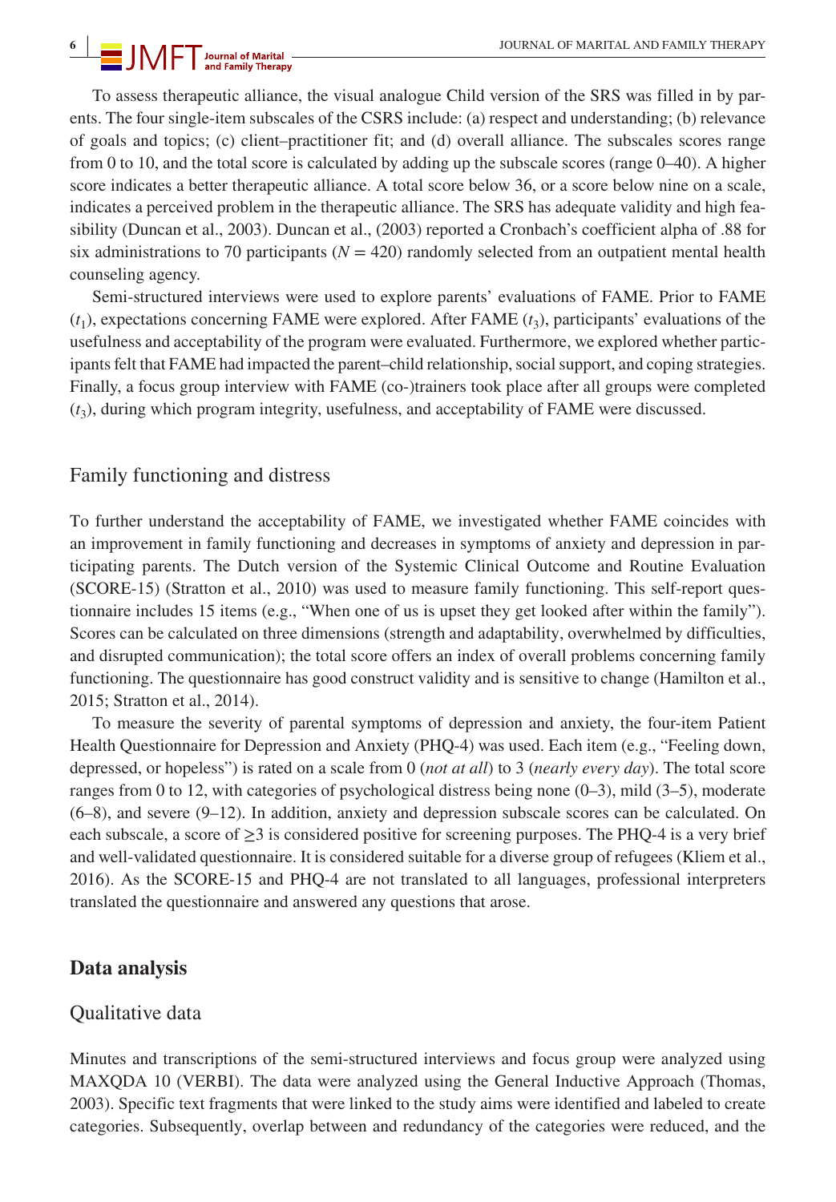To assess therapeutic alliance, the visual analogue Child version of the SRS was filled in by parents. The four single-item subscales of the CSRS include: (a) respect and understanding; (b) relevance of goals and topics; (c) client–practitioner fit; and (d) overall alliance. The subscales scores range from 0 to 10, and the total score is calculated by adding up the subscale scores (range 0–40). A higher score indicates a better therapeutic alliance. A total score below 36, or a score below nine on a scale, indicates a perceived problem in the therapeutic alliance. The SRS has adequate validity and high feasibility (Duncan et al., 2003). Duncan et al., (2003) reported a Cronbach's coefficient alpha of .88 for six administrations to 70 participants ($N = 420$) randomly selected from an outpatient mental health counseling agency.

Semi-structured interviews were used to explore parents' evaluations of FAME. Prior to FAME ($t_1$), expectations concerning FAME were explored. After FAME ($t_3$), participants' evaluations of the usefulness and acceptability of the program were evaluated. Furthermore, we explored whether participants felt that FAME had impacted the parent–child relationship, social support, and coping strategies. Finally, a focus group interview with FAME (co-)trainers took place after all groups were completed ($t_3$), during which program integrity, usefulness, and acceptability of FAME were discussed.

### Family functioning and distress

To further understand the acceptability of FAME, we investigated whether FAME coincides with an improvement in family functioning and decreases in symptoms of anxiety and depression in participating parents. The Dutch version of the Systemic Clinical Outcome and Routine Evaluation (SCORE-15) (Stratton et al., 2010) was used to measure family functioning. This self-report questionnaire includes 15 items (e.g., "When one of us is upset they get looked after within the family"). Scores can be calculated on three dimensions (strength and adaptability, overwhelmed by difficulties, and disrupted communication); the total score offers an index of overall problems concerning family functioning. The questionnaire has good construct validity and is sensitive to change (Hamilton et al., 2015; Stratton et al., 2014).

To measure the severity of parental symptoms of depression and anxiety, the four-item Patient Health Questionnaire for Depression and Anxiety (PHQ-4) was used. Each item (e.g., "Feeling down, depressed, or hopeless") is rated on a scale from 0 (*not at all*) to 3 (*nearly every day*). The total score ranges from 0 to 12, with categories of psychological distress being none (0–3), mild (3–5), moderate (6–8), and severe (9–12). In addition, anxiety and depression subscale scores can be calculated. On each subscale, a score of $\geq 3$ is considered positive for screening purposes. The PHQ-4 is a very brief and well-validated questionnaire. It is considered suitable for a diverse group of refugees (Kliem et al., 2016). As the SCORE-15 and PHQ-4 are not translated to all languages, professional interpreters translated the questionnaire and answered any questions that arose.

## Data analysis

### Qualitative data

Minutes and transcriptions of the semi-structured interviews and focus group were analyzed using MAXQDA 10 (VERBI). The data were analyzed using the General Inductive Approach (Thomas, 2003). Specific text fragments that were linked to the study aims were identified and labeled to create categories. Subsequently, overlap between and redundancy of the categories were reduced, and the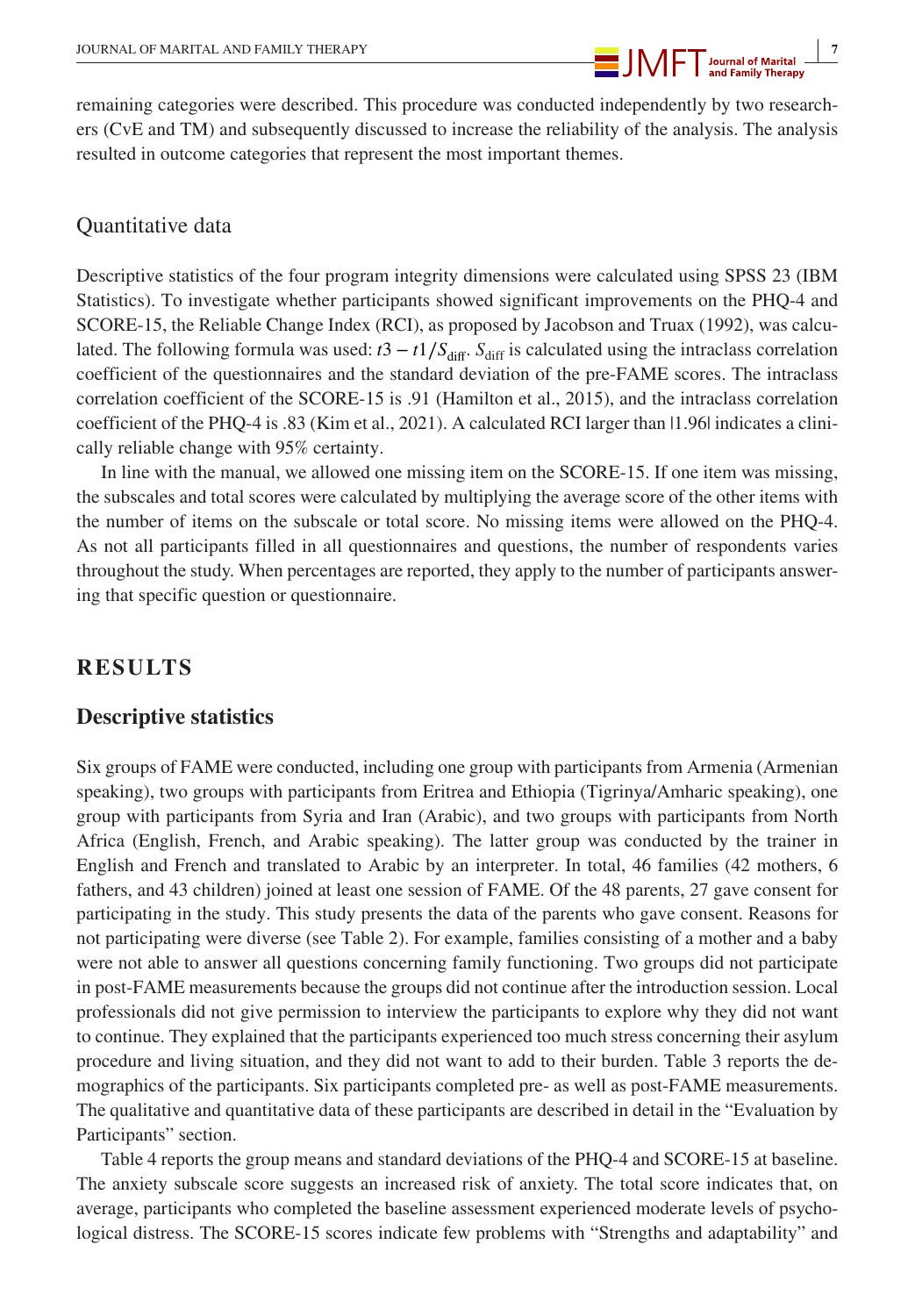remaining categories were described. This procedure was conducted independently by two researchers (CvE and TM) and subsequently discussed to increase the reliability of the analysis. The analysis resulted in outcome categories that represent the most important themes.

## Quantitative data

Descriptive statistics of the four program integrity dimensions were calculated using SPSS 23 (IBM Statistics). To investigate whether participants showed significant improvements on the PHQ-4 and SCORE-15, the Reliable Change Index (RCI), as proposed by Jacobson and Truax (1992), was calculated. The following formula was used: $t3 - t1/S_{\text{diff}}$. $S_{\text{diff}}$ is calculated using the intraclass correlation coefficient of the questionnaires and the standard deviation of the pre-FAME scores. The intraclass correlation coefficient of the SCORE-15 is .91 (Hamilton et al., 2015), and the intraclass correlation coefficient of the PHQ-4 is .83 (Kim et al., 2021). A calculated RCI larger than |1.96| indicates a clinically reliable change with 95% certainty.

In line with the manual, we allowed one missing item on the SCORE-15. If one item was missing, the subscales and total scores were calculated by multiplying the average score of the other items with the number of items on the subscale or total score. No missing items were allowed on the PHQ-4. As not all participants filled in all questionnaires and questions, the number of respondents varies throughout the study. When percentages are reported, they apply to the number of participants answering that specific question or questionnaire.

# RESULTS

## Descriptive statistics

Six groups of FAME were conducted, including one group with participants from Armenia (Armenian speaking), two groups with participants from Eritrea and Ethiopia (Tigrinya/Amharic speaking), one group with participants from Syria and Iran (Arabic), and two groups with participants from North Africa (English, French, and Arabic speaking). The latter group was conducted by the trainer in English and French and translated to Arabic by an interpreter. In total, 46 families (42 mothers, 6 fathers, and 43 children) joined at least one session of FAME. Of the 48 parents, 27 gave consent for participating in the study. This study presents the data of the parents who gave consent. Reasons for not participating were diverse (see Table 2). For example, families consisting of a mother and a baby were not able to answer all questions concerning family functioning. Two groups did not participate in post-FAME measurements because the groups did not continue after the introduction session. Local professionals did not give permission to interview the participants to explore why they did not want to continue. They explained that the participants experienced too much stress concerning their asylum procedure and living situation, and they did not want to add to their burden. Table 3 reports the demographics of the participants. Six participants completed pre- as well as post-FAME measurements. The qualitative and quantitative data of these participants are described in detail in the "Evaluation by Participants" section.

Table 4 reports the group means and standard deviations of the PHQ-4 and SCORE-15 at baseline. The anxiety subscale score suggests an increased risk of anxiety. The total score indicates that, on average, participants who completed the baseline assessment experienced moderate levels of psychological distress. The SCORE-15 scores indicate few problems with "Strengths and adaptability" and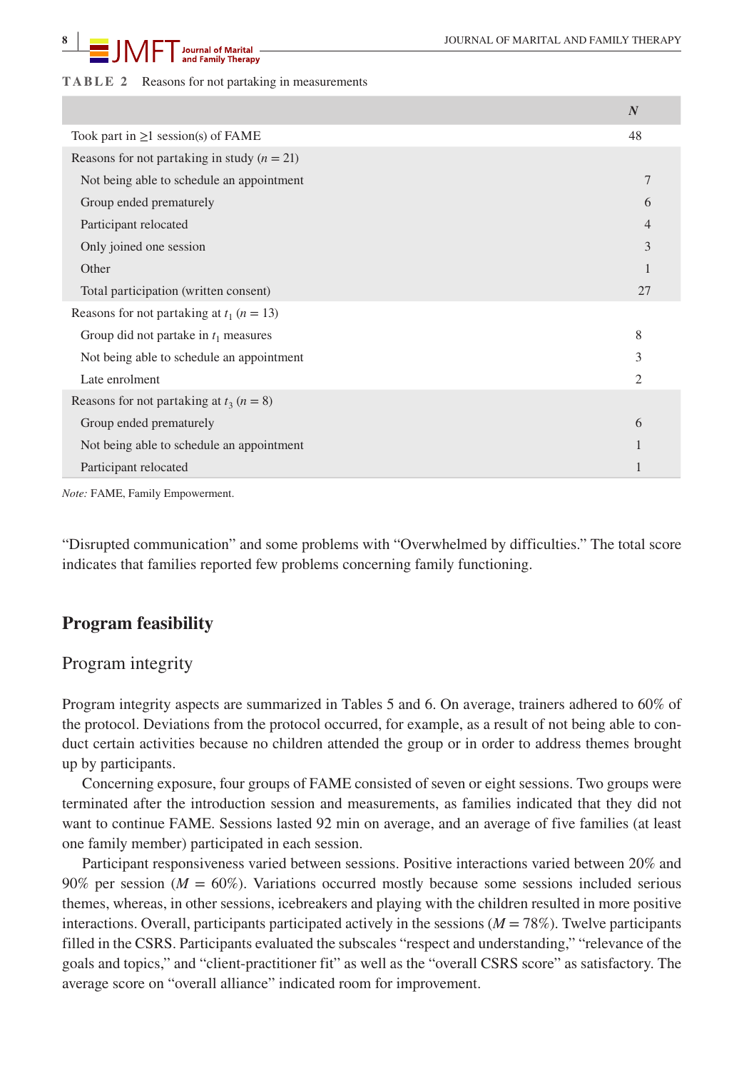**TABLE 2** Reasons for not partaking in measurements

| | *N* |
|---|---|
| Took part in ≥1 session(s) of FAME | 48 |
| Reasons for not partaking in study ($n = 21$) | |
| Not being able to schedule an appointment | 7 |
| Group ended prematurely | 6 |
| Participant relocated | 4 |
| Only joined one session | 3 |
| Other | 1 |
| Total participation (written consent) | 27 |
| Reasons for not partaking at $t_1$ ($n = 13$) | |
| Group did not partake in $t_1$ measures | 8 |
| Not being able to schedule an appointment | 3 |
| Late enrolment | 2 |
| Reasons for not partaking at $t_3$ ($n = 8$) | |
| Group ended prematurely | 6 |
| Not being able to schedule an appointment | 1 |
| Participant relocated | 1 |

*Note:* FAME, Family Empowerment.

"Disrupted communication" and some problems with "Overwhelmed by difficulties." The total score indicates that families reported few problems concerning family functioning.

## Program feasibility

### Program integrity

Program integrity aspects are summarized in Tables 5 and 6. On average, trainers adhered to 60% of the protocol. Deviations from the protocol occurred, for example, as a result of not being able to conduct certain activities because no children attended the group or in order to address themes brought up by participants.

Concerning exposure, four groups of FAME consisted of seven or eight sessions. Two groups were terminated after the introduction session and measurements, as families indicated that they did not want to continue FAME. Sessions lasted 92 min on average, and an average of five families (at least one family member) participated in each session.

Participant responsiveness varied between sessions. Positive interactions varied between 20% and 90% per session ($M = 60\%$). Variations occurred mostly because some sessions included serious themes, whereas, in other sessions, icebreakers and playing with the children resulted in more positive interactions. Overall, participants participated actively in the sessions ($M = 78\%$). Twelve participants filled in the CSRS. Participants evaluated the subscales "respect and understanding," "relevance of the goals and topics," and "client-practitioner fit" as well as the "overall CSRS score" as satisfactory. The average score on "overall alliance" indicated room for improvement.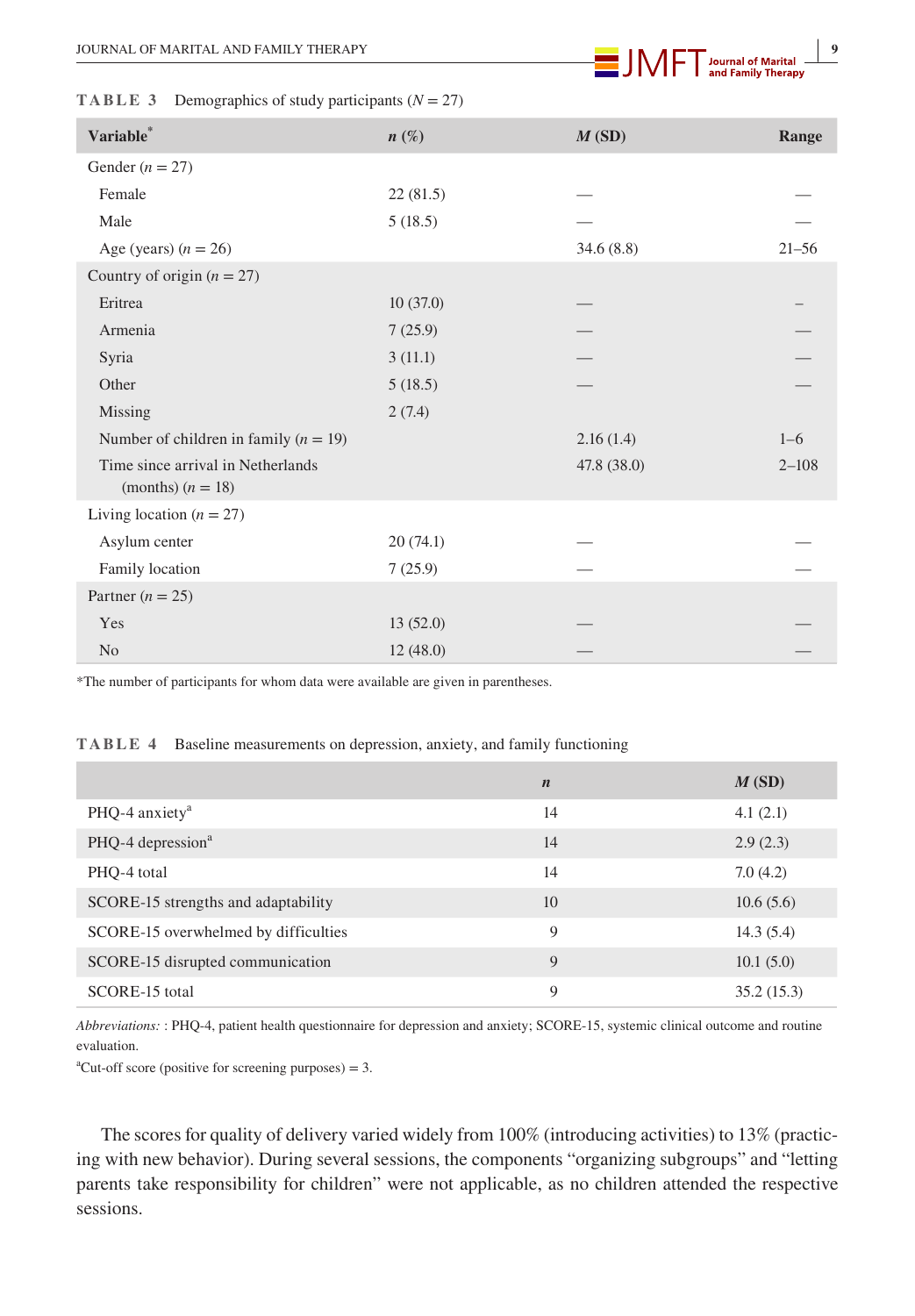**TABLE 3** Demographics of study participants ($N = 27$)

| Variable* | *n* (%) | *M* (SD) | Range |
|---|---|---|---|
| Gender ($n = 27$) | | | |
| Female | 22 (81.5) | — | — |
| Male | 5 (18.5) | — | — |
| Age (years) ($n = 26$) | | 34.6 (8.8) | 21–56 |
| Country of origin ($n = 27$) | | | |
| Eritrea | 10 (37.0) | — | – |
| Armenia | 7 (25.9) | — | — |
| Syria | 3 (11.1) | — | — |
| Other | 5 (18.5) | — | — |
| Missing | 2 (7.4) | | |
| Number of children in family ($n = 19$) | | 2.16 (1.4) | 1–6 |
| Time since arrival in Netherlands (months) ($n = 18$) | | 47.8 (38.0) | 2–108 |
| Living location ($n = 27$) | | | |
| Asylum center | 20 (74.1) | — | — |
| Family location | 7 (25.9) | — | — |
| Partner ($n = 25$) | | | |
| Yes | 13 (52.0) | — | — |
| No | 12 (48.0) | — | — |

*The number of participants for whom data were available are given in parentheses.

**TABLE 4** Baseline measurements on depression, anxiety, and family functioning

| | *n* | *M* (SD) |
|---|---|---|
| PHQ-4 anxiety[a] | 14 | 4.1 (2.1) |
| PHQ-4 depression[a] | 14 | 2.9 (2.3) |
| PHQ-4 total | 14 | 7.0 (4.2) |
| SCORE-15 strengths and adaptability | 10 | 10.6 (5.6) |
| SCORE-15 overwhelmed by difficulties | 9 | 14.3 (5.4) |
| SCORE-15 disrupted communication | 9 | 10.1 (5.0) |
| SCORE-15 total | 9 | 35.2 (15.3) |

*Abbreviations:* : PHQ-4, patient health questionnaire for depression and anxiety; SCORE-15, systemic clinical outcome and routine evaluation.

[a]Cut-off score (positive for screening purposes) = 3.

The scores for quality of delivery varied widely from 100% (introducing activities) to 13% (practicing with new behavior). During several sessions, the components "organizing subgroups" and "letting parents take responsibility for children" were not applicable, as no children attended the respective sessions.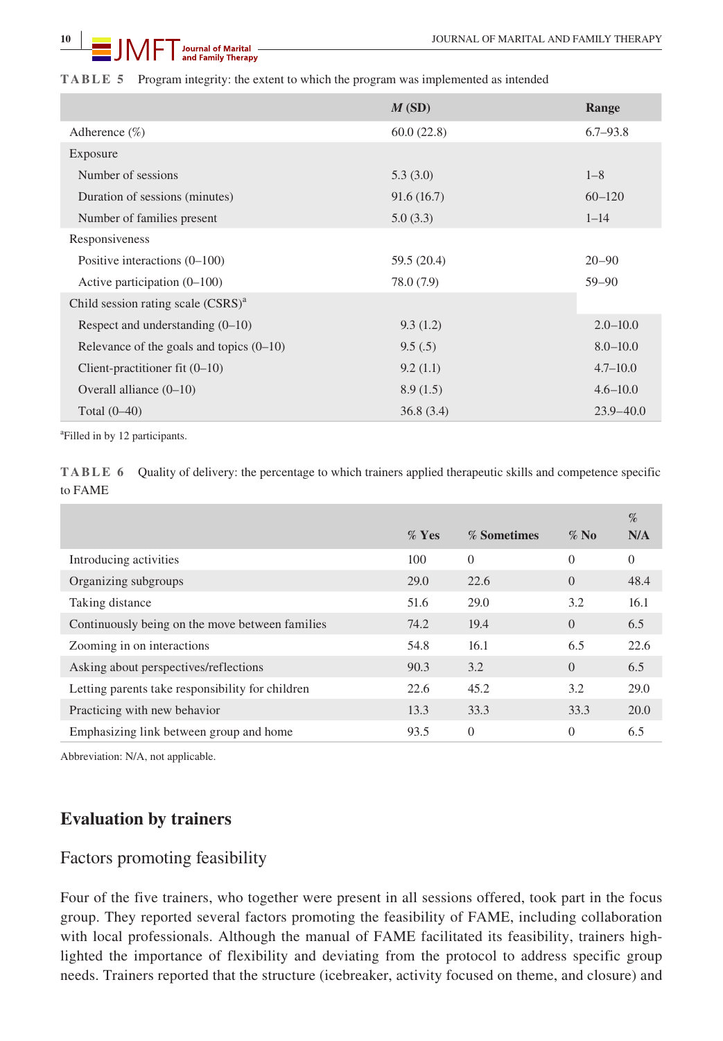**TABLE 5** Program integrity: the extent to which the program was implemented as intended

| | *M* (SD) | Range |
|---|---|---|
| Adherence (%) | 60.0 (22.8) | 6.7–93.8 |
| Exposure | | |
| Number of sessions | 5.3 (3.0) | 1–8 |
| Duration of sessions (minutes) | 91.6 (16.7) | 60–120 |
| Number of families present | 5.0 (3.3) | 1–14 |
| Responsiveness | | |
| Positive interactions (0–100) | 59.5 (20.4) | 20–90 |
| Active participation (0–100) | 78.0 (7.9) | 59–90 |
| Child session rating scale (CSRS)[a] | | |
| Respect and understanding (0–10) | 9.3 (1.2) | 2.0–10.0 |
| Relevance of the goals and topics (0–10) | 9.5 (.5) | 8.0–10.0 |
| Client-practitioner fit (0–10) | 9.2 (1.1) | 4.7–10.0 |
| Overall alliance (0–10) | 8.9 (1.5) | 4.6–10.0 |
| Total (0–40) | 36.8 (3.4) | 23.9–40.0 |

[a]Filled in by 12 participants.

**TABLE 6** Quality of delivery: the percentage to which trainers applied therapeutic skills and competence specific to FAME

| | % Yes | % Sometimes | % No | % N/A |
|---|---|---|---|---|
| Introducing activities | 100 | 0 | 0 | 0 |
| Organizing subgroups | 29.0 | 22.6 | 0 | 48.4 |
| Taking distance | 51.6 | 29.0 | 3.2 | 16.1 |
| Continuously being on the move between families | 74.2 | 19.4 | 0 | 6.5 |
| Zooming in on interactions | 54.8 | 16.1 | 6.5 | 22.6 |
| Asking about perspectives/reflections | 90.3 | 3.2 | 0 | 6.5 |
| Letting parents take responsibility for children | 22.6 | 45.2 | 3.2 | 29.0 |
| Practicing with new behavior | 13.3 | 33.3 | 33.3 | 20.0 |
| Emphasizing link between group and home | 93.5 | 0 | 0 | 6.5 |

Abbreviation: N/A, not applicable.

## Evaluation by trainers

### Factors promoting feasibility

Four of the five trainers, who together were present in all sessions offered, took part in the focus group. They reported several factors promoting the feasibility of FAME, including collaboration with local professionals. Although the manual of FAME facilitated its feasibility, trainers highlighted the importance of flexibility and deviating from the protocol to address specific group needs. Trainers reported that the structure (icebreaker, activity focused on theme, and closure) and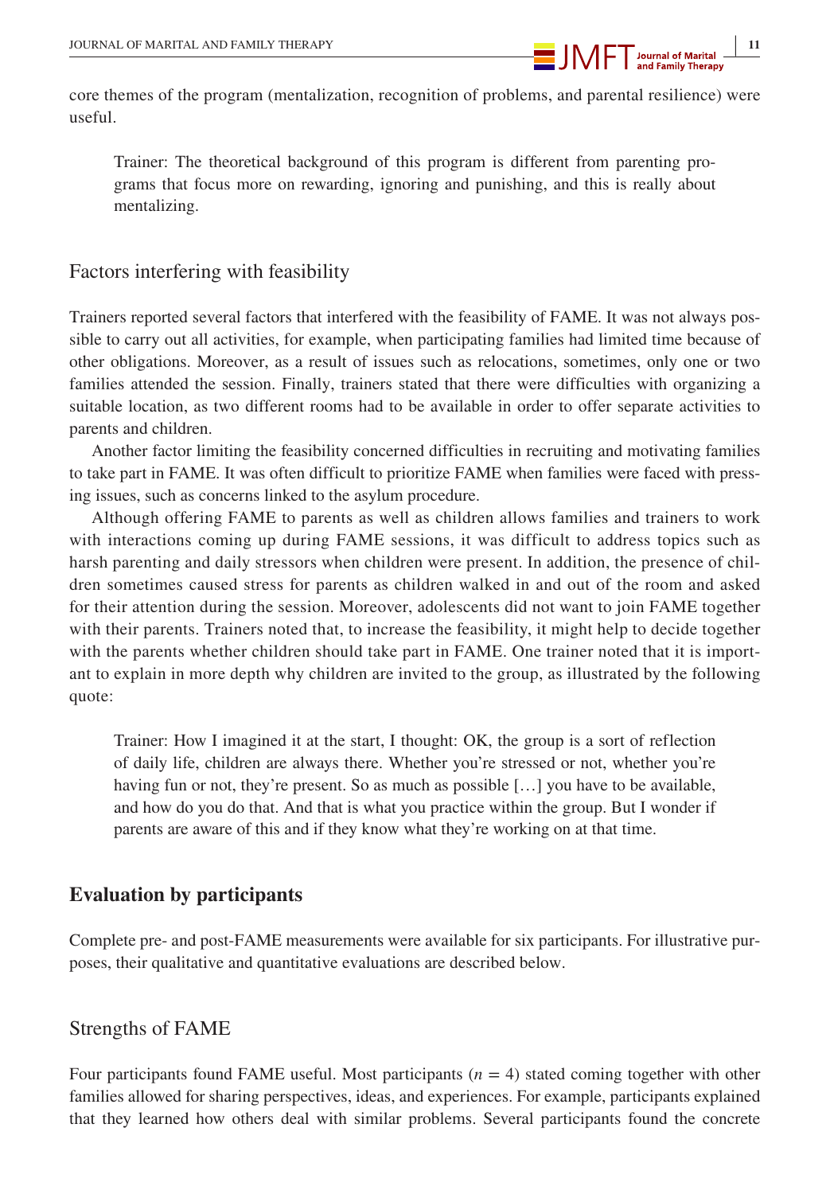core themes of the program (mentalization, recognition of problems, and parental resilience) were useful.

> Trainer: The theoretical background of this program is different from parenting programs that focus more on rewarding, ignoring and punishing, and this is really about mentalizing.

### Factors interfering with feasibility

Trainers reported several factors that interfered with the feasibility of FAME. It was not always possible to carry out all activities, for example, when participating families had limited time because of other obligations. Moreover, as a result of issues such as relocations, sometimes, only one or two families attended the session. Finally, trainers stated that there were difficulties with organizing a suitable location, as two different rooms had to be available in order to offer separate activities to parents and children.

Another factor limiting the feasibility concerned difficulties in recruiting and motivating families to take part in FAME. It was often difficult to prioritize FAME when families were faced with pressing issues, such as concerns linked to the asylum procedure.

Although offering FAME to parents as well as children allows families and trainers to work with interactions coming up during FAME sessions, it was difficult to address topics such as harsh parenting and daily stressors when children were present. In addition, the presence of children sometimes caused stress for parents as children walked in and out of the room and asked for their attention during the session. Moreover, adolescents did not want to join FAME together with their parents. Trainers noted that, to increase the feasibility, it might help to decide together with the parents whether children should take part in FAME. One trainer noted that it is important to explain in more depth why children are invited to the group, as illustrated by the following quote:

> Trainer: How I imagined it at the start, I thought: OK, the group is a sort of reflection of daily life, children are always there. Whether you're stressed or not, whether you're having fun or not, they're present. So as much as possible […] you have to be available, and how do you do that. And that is what you practice within the group. But I wonder if parents are aware of this and if they know what they're working on at that time.

## Evaluation by participants

Complete pre- and post-FAME measurements were available for six participants. For illustrative purposes, their qualitative and quantitative evaluations are described below.

### Strengths of FAME

Four participants found FAME useful. Most participants ($n$ = 4) stated coming together with other families allowed for sharing perspectives, ideas, and experiences. For example, participants explained that they learned how others deal with similar problems. Several participants found the concrete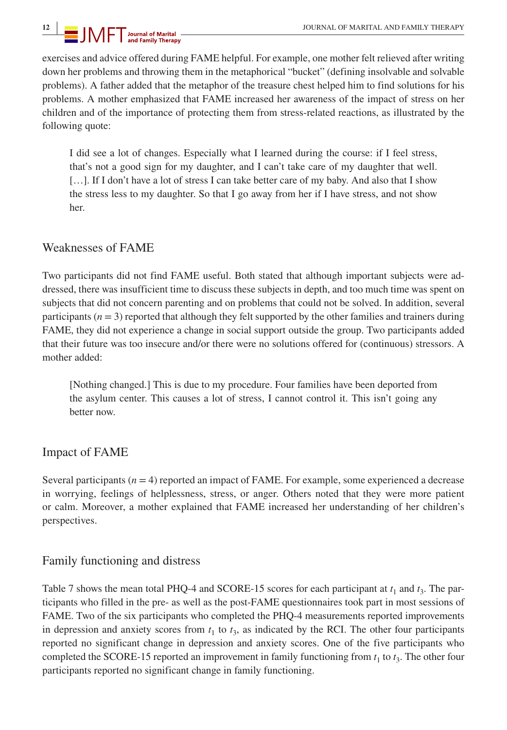exercises and advice offered during FAME helpful. For example, one mother felt relieved after writing down her problems and throwing them in the metaphorical "bucket" (defining insolvable and solvable problems). A father added that the metaphor of the treasure chest helped him to find solutions for his problems. A mother emphasized that FAME increased her awareness of the impact of stress on her children and of the importance of protecting them from stress-related reactions, as illustrated by the following quote:

> I did see a lot of changes. Especially what I learned during the course: if I feel stress, that's not a good sign for my daughter, and I can't take care of my daughter that well. […]. If I don't have a lot of stress I can take better care of my baby. And also that I show the stress less to my daughter. So that I go away from her if I have stress, and not show her.

## Weaknesses of FAME

Two participants did not find FAME useful. Both stated that although important subjects were addressed, there was insufficient time to discuss these subjects in depth, and too much time was spent on subjects that did not concern parenting and on problems that could not be solved. In addition, several participants ($n = 3$) reported that although they felt supported by the other families and trainers during FAME, they did not experience a change in social support outside the group. Two participants added that their future was too insecure and/or there were no solutions offered for (continuous) stressors. A mother added:

> [Nothing changed.] This is due to my procedure. Four families have been deported from the asylum center. This causes a lot of stress, I cannot control it. This isn't going any better now.

## Impact of FAME

Several participants ($n = 4$) reported an impact of FAME. For example, some experienced a decrease in worrying, feelings of helplessness, stress, or anger. Others noted that they were more patient or calm. Moreover, a mother explained that FAME increased her understanding of her children's perspectives.

## Family functioning and distress

Table 7 shows the mean total PHQ-4 and SCORE-15 scores for each participant at $t_1$ and $t_3$. The participants who filled in the pre- as well as the post-FAME questionnaires took part in most sessions of FAME. Two of the six participants who completed the PHQ-4 measurements reported improvements in depression and anxiety scores from $t_1$ to $t_3$, as indicated by the RCI. The other four participants reported no significant change in depression and anxiety scores. One of the five participants who completed the SCORE-15 reported an improvement in family functioning from $t_1$ to $t_3$. The other four participants reported no significant change in family functioning.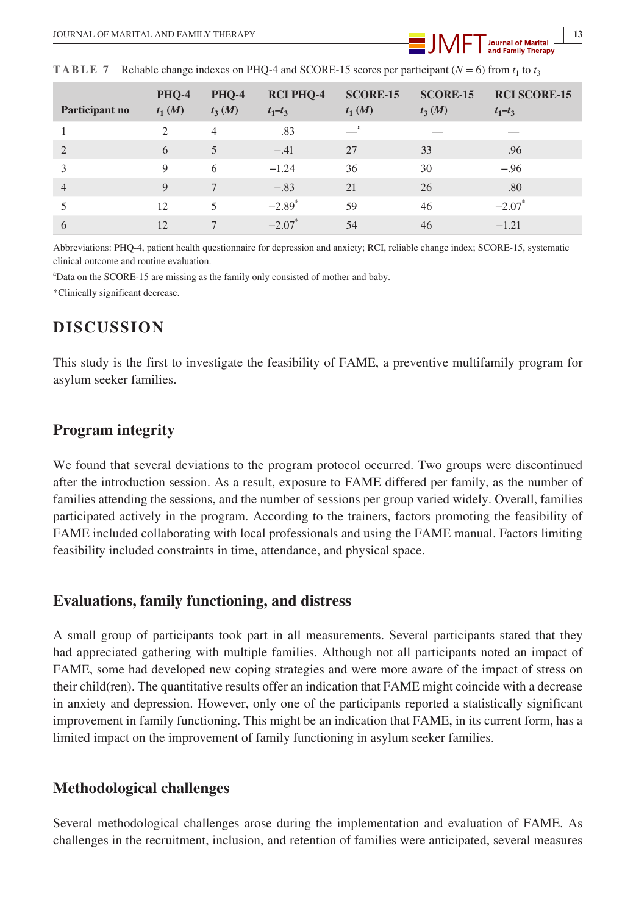**TABLE 7** Reliable change indexes on PHQ-4 and SCORE-15 scores per participant ($N = 6$) from $t_1$ to $t_3$

| Participant no | PHQ-4 $t_1$ (*M*) | PHQ-4 $t_3$ (*M*) | RCI PHQ-4 $t_1$–$t_3$ | SCORE-15 $t_1$ (*M*) | SCORE-15 $t_3$ (*M*) | RCI SCORE-15 $t_1$–$t_3$ |
|---|---|---|---|---|---|---|
| 1 | 2 | 4 | .83 | —[a] | — | — |
| 2 | 6 | 5 | −.41 | 27 | 33 | .96 |
| 3 | 9 | 6 | −1.24 | 36 | 30 | −.96 |
| 4 | 9 | 7 | −.83 | 21 | 26 | .80 |
| 5 | 12 | 5 | −2.89* | 59 | 46 | −2.07* |
| 6 | 12 | 7 | −2.07* | 54 | 46 | −1.21 |

Abbreviations: PHQ-4, patient health questionnaire for depression and anxiety; RCI, reliable change index; SCORE-15, systematic clinical outcome and routine evaluation.

[a]Data on the SCORE-15 are missing as the family only consisted of mother and baby.

*Clinically significant decrease.

# DISCUSSION

This study is the first to investigate the feasibility of FAME, a preventive multifamily program for asylum seeker families.

## Program integrity

We found that several deviations to the program protocol occurred. Two groups were discontinued after the introduction session. As a result, exposure to FAME differed per family, as the number of families attending the sessions, and the number of sessions per group varied widely. Overall, families participated actively in the program. According to the trainers, factors promoting the feasibility of FAME included collaborating with local professionals and using the FAME manual. Factors limiting feasibility included constraints in time, attendance, and physical space.

## Evaluations, family functioning, and distress

A small group of participants took part in all measurements. Several participants stated that they had appreciated gathering with multiple families. Although not all participants noted an impact of FAME, some had developed new coping strategies and were more aware of the impact of stress on their child(ren). The quantitative results offer an indication that FAME might coincide with a decrease in anxiety and depression. However, only one of the participants reported a statistically significant improvement in family functioning. This might be an indication that FAME, in its current form, has a limited impact on the improvement of family functioning in asylum seeker families.

## Methodological challenges

Several methodological challenges arose during the implementation and evaluation of FAME. As challenges in the recruitment, inclusion, and retention of families were anticipated, several measures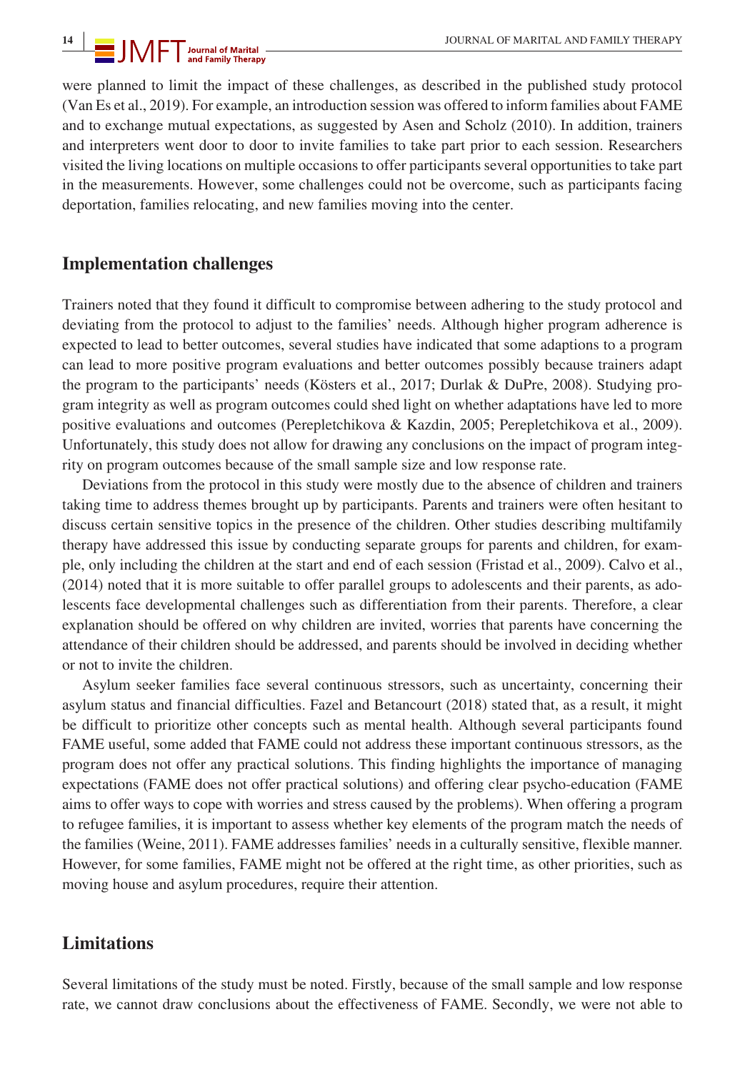were planned to limit the impact of these challenges, as described in the published study protocol (Van Es et al., 2019). For example, an introduction session was offered to inform families about FAME and to exchange mutual expectations, as suggested by Asen and Scholz (2010). In addition, trainers and interpreters went door to door to invite families to take part prior to each session. Researchers visited the living locations on multiple occasions to offer participants several opportunities to take part in the measurements. However, some challenges could not be overcome, such as participants facing deportation, families relocating, and new families moving into the center.

## Implementation challenges

Trainers noted that they found it difficult to compromise between adhering to the study protocol and deviating from the protocol to adjust to the families' needs. Although higher program adherence is expected to lead to better outcomes, several studies have indicated that some adaptions to a program can lead to more positive program evaluations and better outcomes possibly because trainers adapt the program to the participants' needs (Kösters et al., 2017; Durlak & DuPre, 2008). Studying program integrity as well as program outcomes could shed light on whether adaptations have led to more positive evaluations and outcomes (Perepletchikova & Kazdin, 2005; Perepletchikova et al., 2009). Unfortunately, this study does not allow for drawing any conclusions on the impact of program integrity on program outcomes because of the small sample size and low response rate.

Deviations from the protocol in this study were mostly due to the absence of children and trainers taking time to address themes brought up by participants. Parents and trainers were often hesitant to discuss certain sensitive topics in the presence of the children. Other studies describing multifamily therapy have addressed this issue by conducting separate groups for parents and children, for example, only including the children at the start and end of each session (Fristad et al., 2009). Calvo et al., (2014) noted that it is more suitable to offer parallel groups to adolescents and their parents, as adolescents face developmental challenges such as differentiation from their parents. Therefore, a clear explanation should be offered on why children are invited, worries that parents have concerning the attendance of their children should be addressed, and parents should be involved in deciding whether or not to invite the children.

Asylum seeker families face several continuous stressors, such as uncertainty, concerning their asylum status and financial difficulties. Fazel and Betancourt (2018) stated that, as a result, it might be difficult to prioritize other concepts such as mental health. Although several participants found FAME useful, some added that FAME could not address these important continuous stressors, as the program does not offer any practical solutions. This finding highlights the importance of managing expectations (FAME does not offer practical solutions) and offering clear psycho-education (FAME aims to offer ways to cope with worries and stress caused by the problems). When offering a program to refugee families, it is important to assess whether key elements of the program match the needs of the families (Weine, 2011). FAME addresses families' needs in a culturally sensitive, flexible manner. However, for some families, FAME might not be offered at the right time, as other priorities, such as moving house and asylum procedures, require their attention.

## Limitations

Several limitations of the study must be noted. Firstly, because of the small sample and low response rate, we cannot draw conclusions about the effectiveness of FAME. Secondly, we were not able to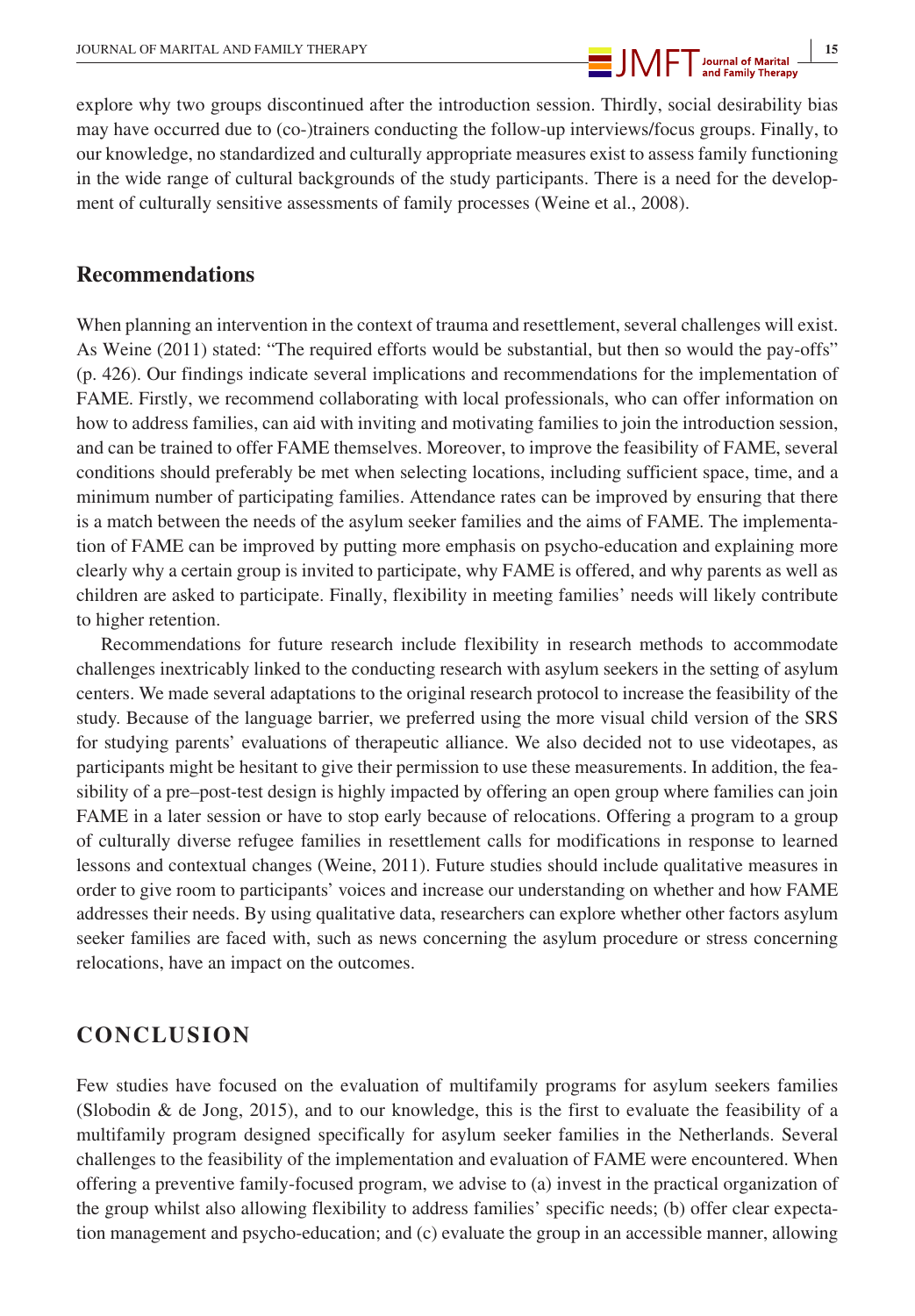explore why two groups discontinued after the introduction session. Thirdly, social desirability bias may have occurred due to (co-)trainers conducting the follow-up interviews/focus groups. Finally, to our knowledge, no standardized and culturally appropriate measures exist to assess family functioning in the wide range of cultural backgrounds of the study participants. There is a need for the development of culturally sensitive assessments of family processes (Weine et al., 2008).

## Recommendations

When planning an intervention in the context of trauma and resettlement, several challenges will exist. As Weine (2011) stated: "The required efforts would be substantial, but then so would the pay-offs" (p. 426). Our findings indicate several implications and recommendations for the implementation of FAME. Firstly, we recommend collaborating with local professionals, who can offer information on how to address families, can aid with inviting and motivating families to join the introduction session, and can be trained to offer FAME themselves. Moreover, to improve the feasibility of FAME, several conditions should preferably be met when selecting locations, including sufficient space, time, and a minimum number of participating families. Attendance rates can be improved by ensuring that there is a match between the needs of the asylum seeker families and the aims of FAME. The implementation of FAME can be improved by putting more emphasis on psycho-education and explaining more clearly why a certain group is invited to participate, why FAME is offered, and why parents as well as children are asked to participate. Finally, flexibility in meeting families' needs will likely contribute to higher retention.

Recommendations for future research include flexibility in research methods to accommodate challenges inextricably linked to the conducting research with asylum seekers in the setting of asylum centers. We made several adaptations to the original research protocol to increase the feasibility of the study. Because of the language barrier, we preferred using the more visual child version of the SRS for studying parents' evaluations of therapeutic alliance. We also decided not to use videotapes, as participants might be hesitant to give their permission to use these measurements. In addition, the feasibility of a pre–post-test design is highly impacted by offering an open group where families can join FAME in a later session or have to stop early because of relocations. Offering a program to a group of culturally diverse refugee families in resettlement calls for modifications in response to learned lessons and contextual changes (Weine, 2011). Future studies should include qualitative measures in order to give room to participants' voices and increase our understanding on whether and how FAME addresses their needs. By using qualitative data, researchers can explore whether other factors asylum seeker families are faced with, such as news concerning the asylum procedure or stress concerning relocations, have an impact on the outcomes.

# CONCLUSION

Few studies have focused on the evaluation of multifamily programs for asylum seekers families (Slobodin & de Jong, 2015), and to our knowledge, this is the first to evaluate the feasibility of a multifamily program designed specifically for asylum seeker families in the Netherlands. Several challenges to the feasibility of the implementation and evaluation of FAME were encountered. When offering a preventive family-focused program, we advise to (a) invest in the practical organization of the group whilst also allowing flexibility to address families' specific needs; (b) offer clear expectation management and psycho-education; and (c) evaluate the group in an accessible manner, allowing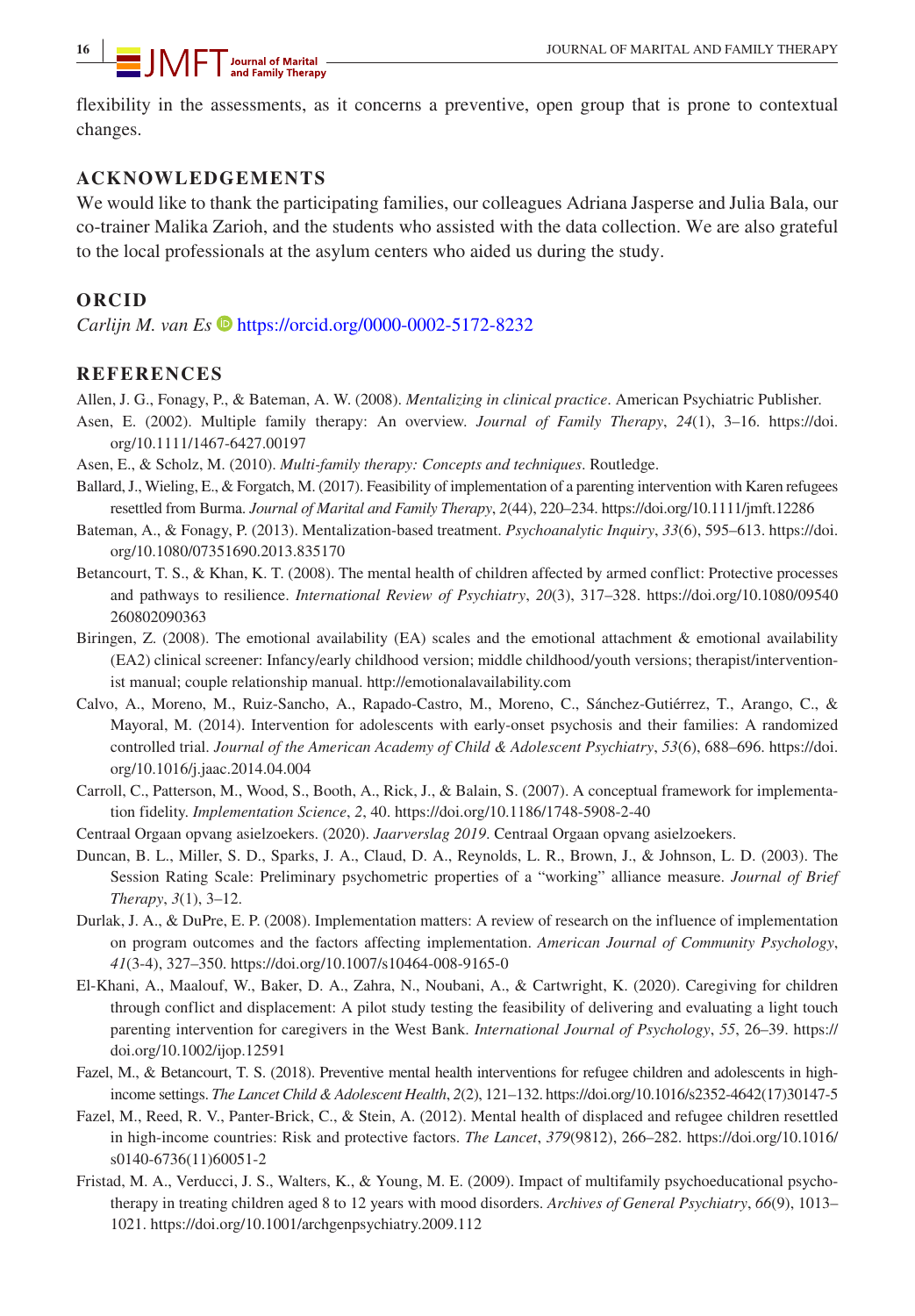flexibility in the assessments, as it concerns a preventive, open group that is prone to contextual changes.

## ACKNOWLEDGEMENTS

We would like to thank the participating families, our colleagues Adriana Jasperse and Julia Bala, our co-trainer Malika Zarioh, and the students who assisted with the data collection. We are also grateful to the local professionals at the asylum centers who aided us during the study.

## ORCID

*Carlijn M. van Es* https://orcid.org/0000-0002-5172-8232

## REFERENCES

Allen, J. G., Fonagy, P., & Bateman, A. W. (2008). *Mentalizing in clinical practice*. American Psychiatric Publisher.

Asen, E. (2002). Multiple family therapy: An overview. *Journal of Family Therapy*, *24*(1), 3–16. https://doi.org/10.1111/1467-6427.00197

Asen, E., & Scholz, M. (2010). *Multi-family therapy: Concepts and techniques*. Routledge.

Ballard, J., Wieling, E., & Forgatch, M. (2017). Feasibility of implementation of a parenting intervention with Karen refugees resettled from Burma. *Journal of Marital and Family Therapy*, *2*(44), 220–234. https://doi.org/10.1111/jmft.12286

Bateman, A., & Fonagy, P. (2013). Mentalization-based treatment. *Psychoanalytic Inquiry*, *33*(6), 595–613. https://doi.org/10.1080/07351690.2013.835170

Betancourt, T. S., & Khan, K. T. (2008). The mental health of children affected by armed conflict: Protective processes and pathways to resilience. *International Review of Psychiatry*, *20*(3), 317–328. https://doi.org/10.1080/09540260802090363

Biringen, Z. (2008). The emotional availability (EA) scales and the emotional attachment & emotional availability (EA2) clinical screener: Infancy/early childhood version; middle childhood/youth versions; therapist/interventionist manual; couple relationship manual. http://emotionalavailability.com

Calvo, A., Moreno, M., Ruiz-Sancho, A., Rapado-Castro, M., Moreno, C., Sánchez-Gutiérrez, T., Arango, C., & Mayoral, M. (2014). Intervention for adolescents with early-onset psychosis and their families: A randomized controlled trial. *Journal of the American Academy of Child & Adolescent Psychiatry*, *53*(6), 688–696. https://doi.org/10.1016/j.jaac.2014.04.004

Carroll, C., Patterson, M., Wood, S., Booth, A., Rick, J., & Balain, S. (2007). A conceptual framework for implementation fidelity. *Implementation Science*, *2*, 40. https://doi.org/10.1186/1748-5908-2-40

Centraal Orgaan opvang asielzoekers. (2020). *Jaarverslag 2019*. Centraal Orgaan opvang asielzoekers.

Duncan, B. L., Miller, S. D., Sparks, J. A., Claud, D. A., Reynolds, L. R., Brown, J., & Johnson, L. D. (2003). The Session Rating Scale: Preliminary psychometric properties of a "working" alliance measure. *Journal of Brief Therapy*, *3*(1), 3–12.

Durlak, J. A., & DuPre, E. P. (2008). Implementation matters: A review of research on the influence of implementation on program outcomes and the factors affecting implementation. *American Journal of Community Psychology*, *41*(3-4), 327–350. https://doi.org/10.1007/s10464-008-9165-0

El-Khani, A., Maalouf, W., Baker, D. A., Zahra, N., Noubani, A., & Cartwright, K. (2020). Caregiving for children through conflict and displacement: A pilot study testing the feasibility of delivering and evaluating a light touch parenting intervention for caregivers in the West Bank. *International Journal of Psychology*, *55*, 26–39. https://doi.org/10.1002/ijop.12591

Fazel, M., & Betancourt, T. S. (2018). Preventive mental health interventions for refugee children and adolescents in high-income settings. *The Lancet Child & Adolescent Health*, *2*(2), 121–132. https://doi.org/10.1016/s2352-4642(17)30147-5

Fazel, M., Reed, R. V., Panter-Brick, C., & Stein, A. (2012). Mental health of displaced and refugee children resettled in high-income countries: Risk and protective factors. *The Lancet*, *379*(9812), 266–282. https://doi.org/10.1016/s0140-6736(11)60051-2

Fristad, M. A., Verducci, J. S., Walters, K., & Young, M. E. (2009). Impact of multifamily psychoeducational psychotherapy in treating children aged 8 to 12 years with mood disorders. *Archives of General Psychiatry*, *66*(9), 1013–1021. https://doi.org/10.1001/archgenpsychiatry.2009.112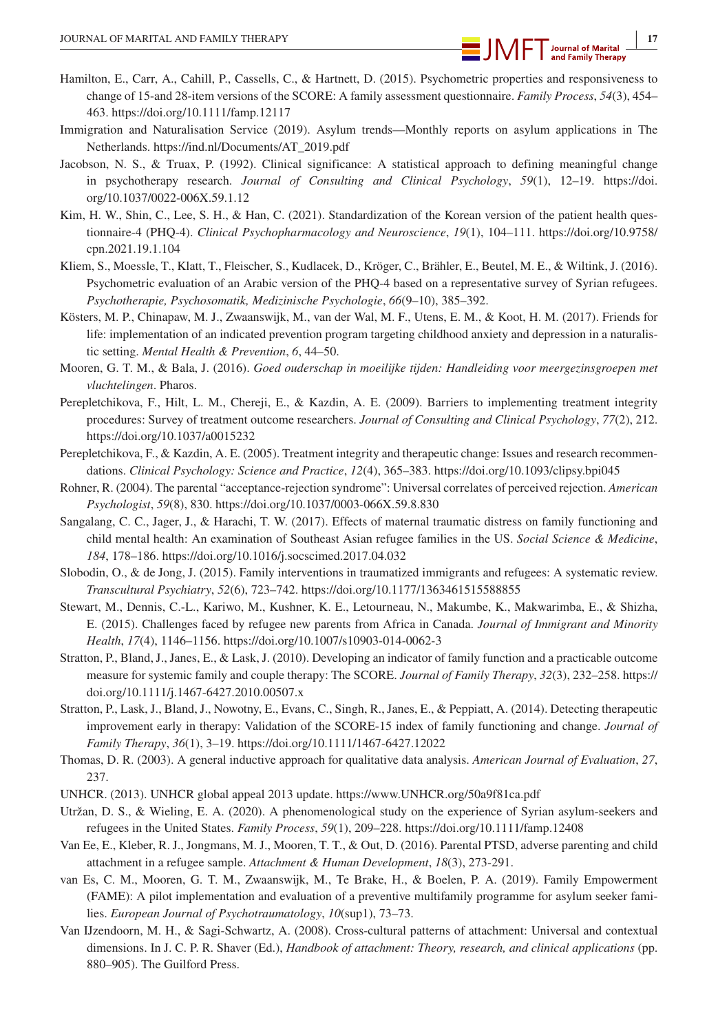Hamilton, E., Carr, A., Cahill, P., Cassells, C., & Hartnett, D. (2015). Psychometric properties and responsiveness to change of 15-and 28-item versions of the SCORE: A family assessment questionnaire. *Family Process*, *54*(3), 454–463. https://doi.org/10.1111/famp.12117

Immigration and Naturalisation Service (2019). Asylum trends—Monthly reports on asylum applications in The Netherlands. https://ind.nl/Documents/AT_2019.pdf

Jacobson, N. S., & Truax, P. (1992). Clinical significance: A statistical approach to defining meaningful change in psychotherapy research. *Journal of Consulting and Clinical Psychology*, *59*(1), 12–19. https://doi.org/10.1037/0022-006X.59.1.12

Kim, H. W., Shin, C., Lee, S. H., & Han, C. (2021). Standardization of the Korean version of the patient health questionnaire-4 (PHQ-4). *Clinical Psychopharmacology and Neuroscience*, *19*(1), 104–111. https://doi.org/10.9758/cpn.2021.19.1.104

Kliem, S., Moessle, T., Klatt, T., Fleischer, S., Kudlacek, D., Kröger, C., Brähler, E., Beutel, M. E., & Wiltink, J. (2016). Psychometric evaluation of an Arabic version of the PHQ-4 based on a representative survey of Syrian refugees. *Psychotherapie, Psychosomatik, Medizinische Psychologie*, *66*(9–10), 385–392.

Kösters, M. P., Chinapaw, M. J., Zwaanswijk, M., van der Wal, M. F., Utens, E. M., & Koot, H. M. (2017). Friends for life: implementation of an indicated prevention program targeting childhood anxiety and depression in a naturalistic setting. *Mental Health & Prevention*, *6*, 44–50.

Mooren, G. T. M., & Bala, J. (2016). *Goed ouderschap in moeilijke tijden: Handleiding voor meergezinsgroepen met vluchtelingen*. Pharos.

Perepletchikova, F., Hilt, L. M., Chereji, E., & Kazdin, A. E. (2009). Barriers to implementing treatment integrity procedures: Survey of treatment outcome researchers. *Journal of Consulting and Clinical Psychology*, *77*(2), 212. https://doi.org/10.1037/a0015232

Perepletchikova, F., & Kazdin, A. E. (2005). Treatment integrity and therapeutic change: Issues and research recommendations. *Clinical Psychology: Science and Practice*, *12*(4), 365–383. https://doi.org/10.1093/clipsy.bpi045

Rohner, R. (2004). The parental "acceptance-rejection syndrome": Universal correlates of perceived rejection. *American Psychologist*, *59*(8), 830. https://doi.org/10.1037/0003-066X.59.8.830

Sangalang, C. C., Jager, J., & Harachi, T. W. (2017). Effects of maternal traumatic distress on family functioning and child mental health: An examination of Southeast Asian refugee families in the US. *Social Science & Medicine*, *184*, 178–186. https://doi.org/10.1016/j.socscimed.2017.04.032

Slobodin, O., & de Jong, J. (2015). Family interventions in traumatized immigrants and refugees: A systematic review. *Transcultural Psychiatry*, *52*(6), 723–742. https://doi.org/10.1177/1363461515588855

Stewart, M., Dennis, C.-L., Kariwo, M., Kushner, K. E., Letourneau, N., Makumbe, K., Makwarimba, E., & Shizha, E. (2015). Challenges faced by refugee new parents from Africa in Canada. *Journal of Immigrant and Minority Health*, *17*(4), 1146–1156. https://doi.org/10.1007/s10903-014-0062-3

Stratton, P., Bland, J., Janes, E., & Lask, J. (2010). Developing an indicator of family function and a practicable outcome measure for systemic family and couple therapy: The SCORE. *Journal of Family Therapy*, *32*(3), 232–258. https://doi.org/10.1111/j.1467-6427.2010.00507.x

Stratton, P., Lask, J., Bland, J., Nowotny, E., Evans, C., Singh, R., Janes, E., & Peppiatt, A. (2014). Detecting therapeutic improvement early in therapy: Validation of the SCORE-15 index of family functioning and change. *Journal of Family Therapy*, *36*(1), 3–19. https://doi.org/10.1111/1467-6427.12022

Thomas, D. R. (2003). A general inductive approach for qualitative data analysis. *American Journal of Evaluation*, *27*, 237.

UNHCR. (2013). UNHCR global appeal 2013 update. https://www.UNHCR.org/50a9f81ca.pdf

Utržan, D. S., & Wieling, E. A. (2020). A phenomenological study on the experience of Syrian asylum-seekers and refugees in the United States. *Family Process*, *59*(1), 209–228. https://doi.org/10.1111/famp.12408

Van Ee, E., Kleber, R. J., Jongmans, M. J., Mooren, T. T., & Out, D. (2016). Parental PTSD, adverse parenting and child attachment in a refugee sample. *Attachment & Human Development*, *18*(3), 273-291.

van Es, C. M., Mooren, G. T. M., Zwaanswijk, M., Te Brake, H., & Boelen, P. A. (2019). Family Empowerment (FAME): A pilot implementation and evaluation of a preventive multifamily programme for asylum seeker families. *European Journal of Psychotraumatology*, *10*(sup1), 73–73.

Van IJzendoorn, M. H., & Sagi-Schwartz, A. (2008). Cross-cultural patterns of attachment: Universal and contextual dimensions. In J. C. P. R. Shaver (Ed.), *Handbook of attachment: Theory, research, and clinical applications* (pp. 880–905). The Guilford Press.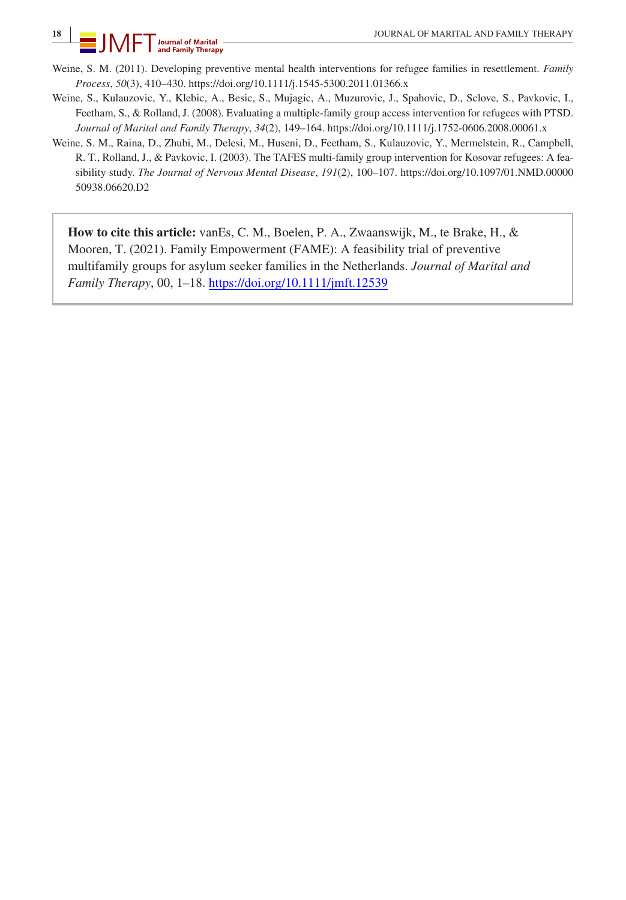Weine, S. M. (2011). Developing preventive mental health interventions for refugee families in resettlement. *Family Process*, *50*(3), 410–430. https://doi.org/10.1111/j.1545-5300.2011.01366.x

Weine, S., Kulauzovic, Y., Klebic, A., Besic, S., Mujagic, A., Muzurovic, J., Spahovic, D., Sclove, S., Pavkovic, I., Feetham, S., & Rolland, J. (2008). Evaluating a multiple-family group access intervention for refugees with PTSD. *Journal of Marital and Family Therapy*, *34*(2), 149–164. https://doi.org/10.1111/j.1752-0606.2008.00061.x

Weine, S. M., Raina, D., Zhubi, M., Delesi, M., Huseni, D., Feetham, S., Kulauzovic, Y., Mermelstein, R., Campbell, R. T., Rolland, J., & Pavkovic, I. (2003). The TAFES multi-family group intervention for Kosovar refugees: A feasibility study. *The Journal of Nervous Mental Disease*, *191*(2), 100–107. https://doi.org/10.1097/01.NMD.0000050938.06620.D2

**How to cite this article:** vanEs, C. M., Boelen, P. A., Zwaanswijk, M., te Brake, H., & Mooren, T. (2021). Family Empowerment (FAME): A feasibility trial of preventive multifamily groups for asylum seeker families in the Netherlands. *Journal of Marital and Family Therapy*, 00, 1–18. https://doi.org/10.1111/jmft.12539